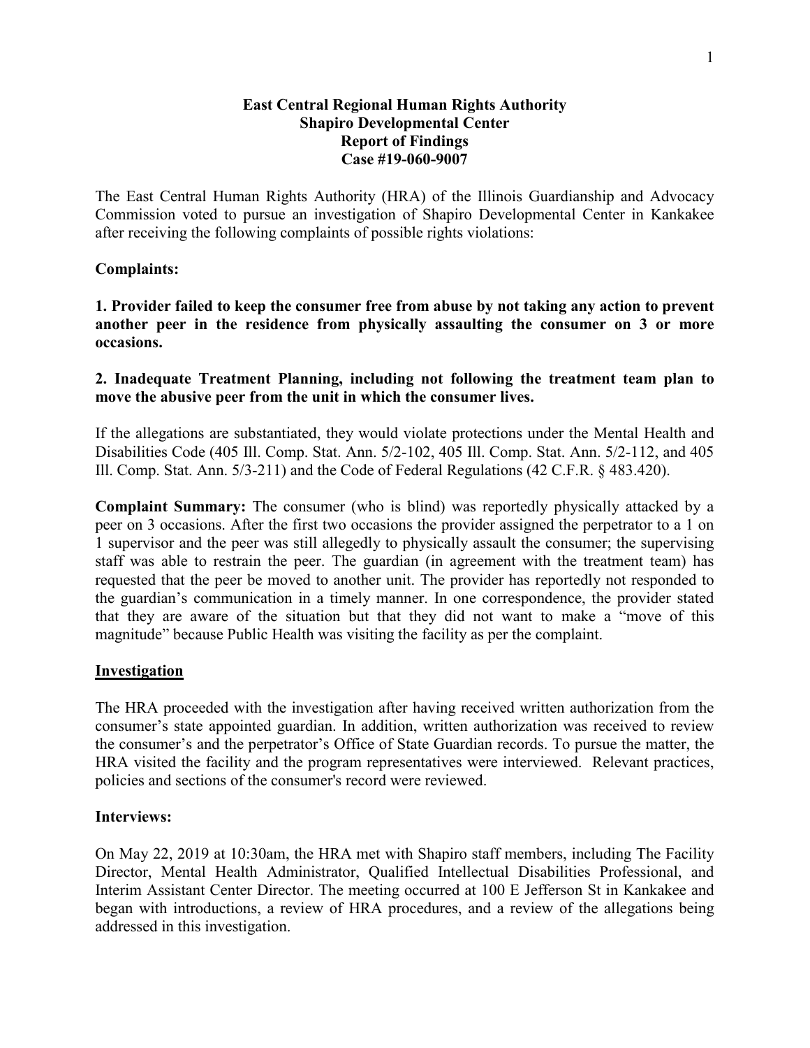**East Central Regional Human Rights Authority**
**Shapiro Developmental Center**
**Report of Findings**
**Case #19-060-9007**

The East Central Human Rights Authority (HRA) of the Illinois Guardianship and Advocacy Commission voted to pursue an investigation of Shapiro Developmental Center in Kankakee after receiving the following complaints of possible rights violations:

**Complaints:**

**1. Provider failed to keep the consumer free from abuse by not taking any action to prevent another peer in the residence from physically assaulting the consumer on 3 or more occasions.**

**2. Inadequate Treatment Planning, including not following the treatment team plan to move the abusive peer from the unit in which the consumer lives.**

If the allegations are substantiated, they would violate protections under the Mental Health and Disabilities Code (405 Ill. Comp. Stat. Ann. 5/2-102, 405 Ill. Comp. Stat. Ann. 5/2-112, and 405 Ill. Comp. Stat. Ann. 5/3-211) and the Code of Federal Regulations (42 C.F.R. § 483.420).

**Complaint Summary:** The consumer (who is blind) was reportedly physically attacked by a peer on 3 occasions. After the first two occasions the provider assigned the perpetrator to a 1 on 1 supervisor and the peer was still allegedly to physically assault the consumer; the supervising staff was able to restrain the peer. The guardian (in agreement with the treatment team) has requested that the peer be moved to another unit. The provider has reportedly not responded to the guardian's communication in a timely manner. In one correspondence, the provider stated that they are aware of the situation but that they did not want to make a "move of this magnitude" because Public Health was visiting the facility as per the complaint.

## Investigation

The HRA proceeded with the investigation after having received written authorization from the consumer's state appointed guardian. In addition, written authorization was received to review the consumer's and the perpetrator's Office of State Guardian records. To pursue the matter, the HRA visited the facility and the program representatives were interviewed. Relevant practices, policies and sections of the consumer's record were reviewed.

**Interviews:**

On May 22, 2019 at 10:30am, the HRA met with Shapiro staff members, including The Facility Director, Mental Health Administrator, Qualified Intellectual Disabilities Professional, and Interim Assistant Center Director. The meeting occurred at 100 E Jefferson St in Kankakee and began with introductions, a review of HRA procedures, and a review of the allegations being addressed in this investigation.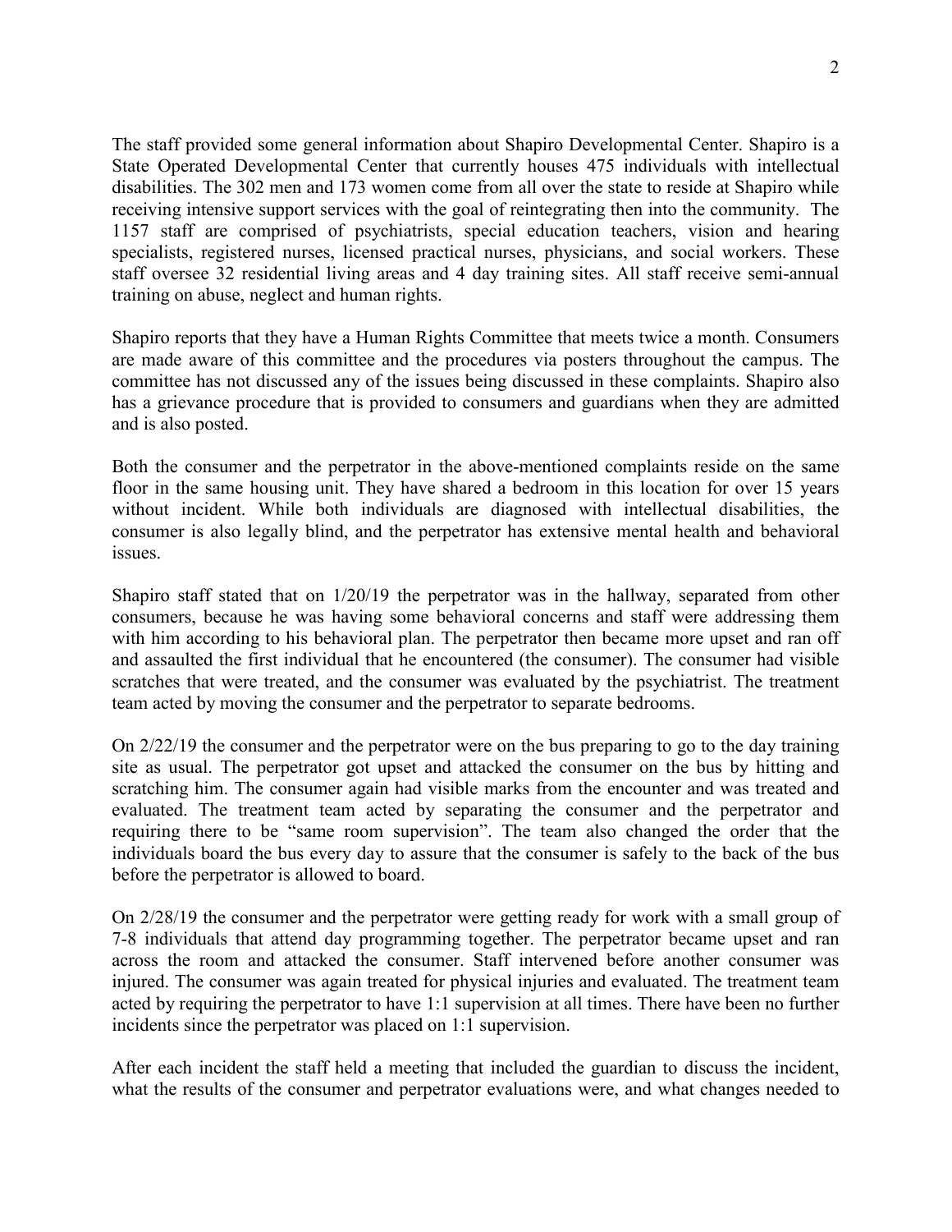The staff provided some general information about Shapiro Developmental Center. Shapiro is a State Operated Developmental Center that currently houses 475 individuals with intellectual disabilities. The 302 men and 173 women come from all over the state to reside at Shapiro while receiving intensive support services with the goal of reintegrating then into the community. The 1157 staff are comprised of psychiatrists, special education teachers, vision and hearing specialists, registered nurses, licensed practical nurses, physicians, and social workers. These staff oversee 32 residential living areas and 4 day training sites. All staff receive semi-annual training on abuse, neglect and human rights.

Shapiro reports that they have a Human Rights Committee that meets twice a month. Consumers are made aware of this committee and the procedures via posters throughout the campus. The committee has not discussed any of the issues being discussed in these complaints. Shapiro also has a grievance procedure that is provided to consumers and guardians when they are admitted and is also posted.

Both the consumer and the perpetrator in the above-mentioned complaints reside on the same floor in the same housing unit. They have shared a bedroom in this location for over 15 years without incident. While both individuals are diagnosed with intellectual disabilities, the consumer is also legally blind, and the perpetrator has extensive mental health and behavioral issues.

Shapiro staff stated that on 1/20/19 the perpetrator was in the hallway, separated from other consumers, because he was having some behavioral concerns and staff were addressing them with him according to his behavioral plan. The perpetrator then became more upset and ran off and assaulted the first individual that he encountered (the consumer). The consumer had visible scratches that were treated, and the consumer was evaluated by the psychiatrist. The treatment team acted by moving the consumer and the perpetrator to separate bedrooms.

On 2/22/19 the consumer and the perpetrator were on the bus preparing to go to the day training site as usual. The perpetrator got upset and attacked the consumer on the bus by hitting and scratching him. The consumer again had visible marks from the encounter and was treated and evaluated. The treatment team acted by separating the consumer and the perpetrator and requiring there to be "same room supervision". The team also changed the order that the individuals board the bus every day to assure that the consumer is safely to the back of the bus before the perpetrator is allowed to board.

On 2/28/19 the consumer and the perpetrator were getting ready for work with a small group of 7-8 individuals that attend day programming together. The perpetrator became upset and ran across the room and attacked the consumer. Staff intervened before another consumer was injured. The consumer was again treated for physical injuries and evaluated. The treatment team acted by requiring the perpetrator to have 1:1 supervision at all times. There have been no further incidents since the perpetrator was placed on 1:1 supervision.

After each incident the staff held a meeting that included the guardian to discuss the incident, what the results of the consumer and perpetrator evaluations were, and what changes needed to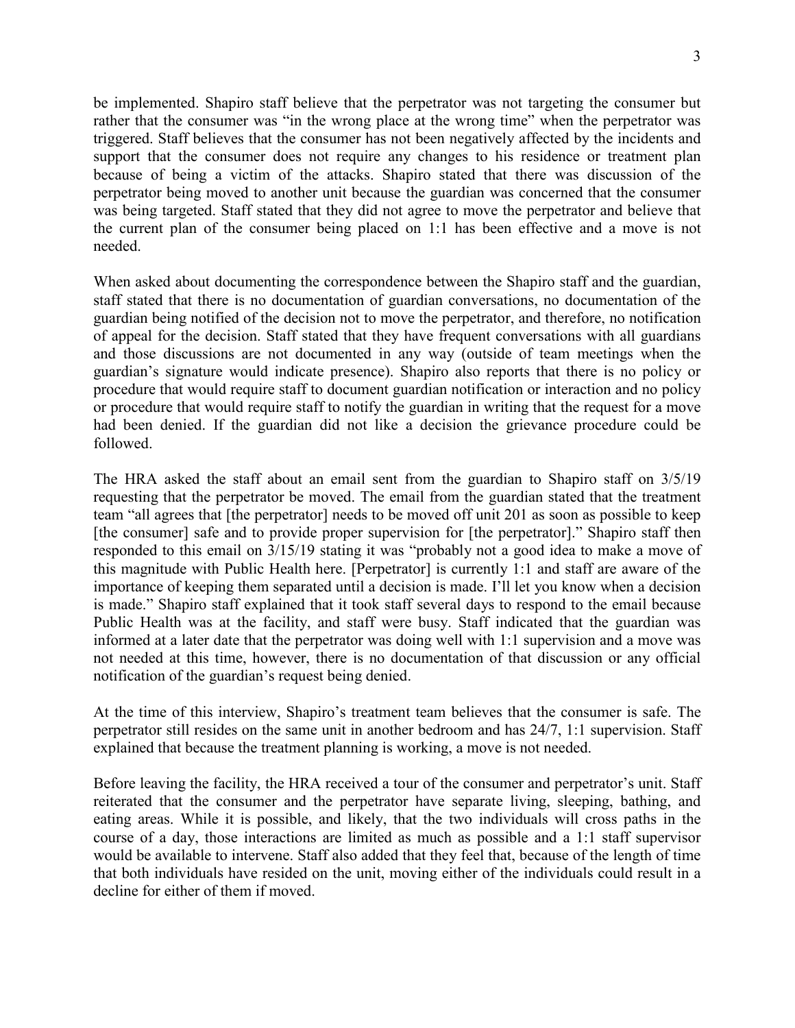be implemented. Shapiro staff believe that the perpetrator was not targeting the consumer but rather that the consumer was "in the wrong place at the wrong time" when the perpetrator was triggered. Staff believes that the consumer has not been negatively affected by the incidents and support that the consumer does not require any changes to his residence or treatment plan because of being a victim of the attacks. Shapiro stated that there was discussion of the perpetrator being moved to another unit because the guardian was concerned that the consumer was being targeted. Staff stated that they did not agree to move the perpetrator and believe that the current plan of the consumer being placed on 1:1 has been effective and a move is not needed.

When asked about documenting the correspondence between the Shapiro staff and the guardian, staff stated that there is no documentation of guardian conversations, no documentation of the guardian being notified of the decision not to move the perpetrator, and therefore, no notification of appeal for the decision. Staff stated that they have frequent conversations with all guardians and those discussions are not documented in any way (outside of team meetings when the guardian's signature would indicate presence). Shapiro also reports that there is no policy or procedure that would require staff to document guardian notification or interaction and no policy or procedure that would require staff to notify the guardian in writing that the request for a move had been denied. If the guardian did not like a decision the grievance procedure could be followed.

The HRA asked the staff about an email sent from the guardian to Shapiro staff on 3/5/19 requesting that the perpetrator be moved. The email from the guardian stated that the treatment team "all agrees that [the perpetrator] needs to be moved off unit 201 as soon as possible to keep [the consumer] safe and to provide proper supervision for [the perpetrator]." Shapiro staff then responded to this email on 3/15/19 stating it was "probably not a good idea to make a move of this magnitude with Public Health here. [Perpetrator] is currently 1:1 and staff are aware of the importance of keeping them separated until a decision is made. I'll let you know when a decision is made." Shapiro staff explained that it took staff several days to respond to the email because Public Health was at the facility, and staff were busy. Staff indicated that the guardian was informed at a later date that the perpetrator was doing well with 1:1 supervision and a move was not needed at this time, however, there is no documentation of that discussion or any official notification of the guardian's request being denied.

At the time of this interview, Shapiro's treatment team believes that the consumer is safe. The perpetrator still resides on the same unit in another bedroom and has 24/7, 1:1 supervision. Staff explained that because the treatment planning is working, a move is not needed.

Before leaving the facility, the HRA received a tour of the consumer and perpetrator's unit. Staff reiterated that the consumer and the perpetrator have separate living, sleeping, bathing, and eating areas. While it is possible, and likely, that the two individuals will cross paths in the course of a day, those interactions are limited as much as possible and a 1:1 staff supervisor would be available to intervene. Staff also added that they feel that, because of the length of time that both individuals have resided on the unit, moving either of the individuals could result in a decline for either of them if moved.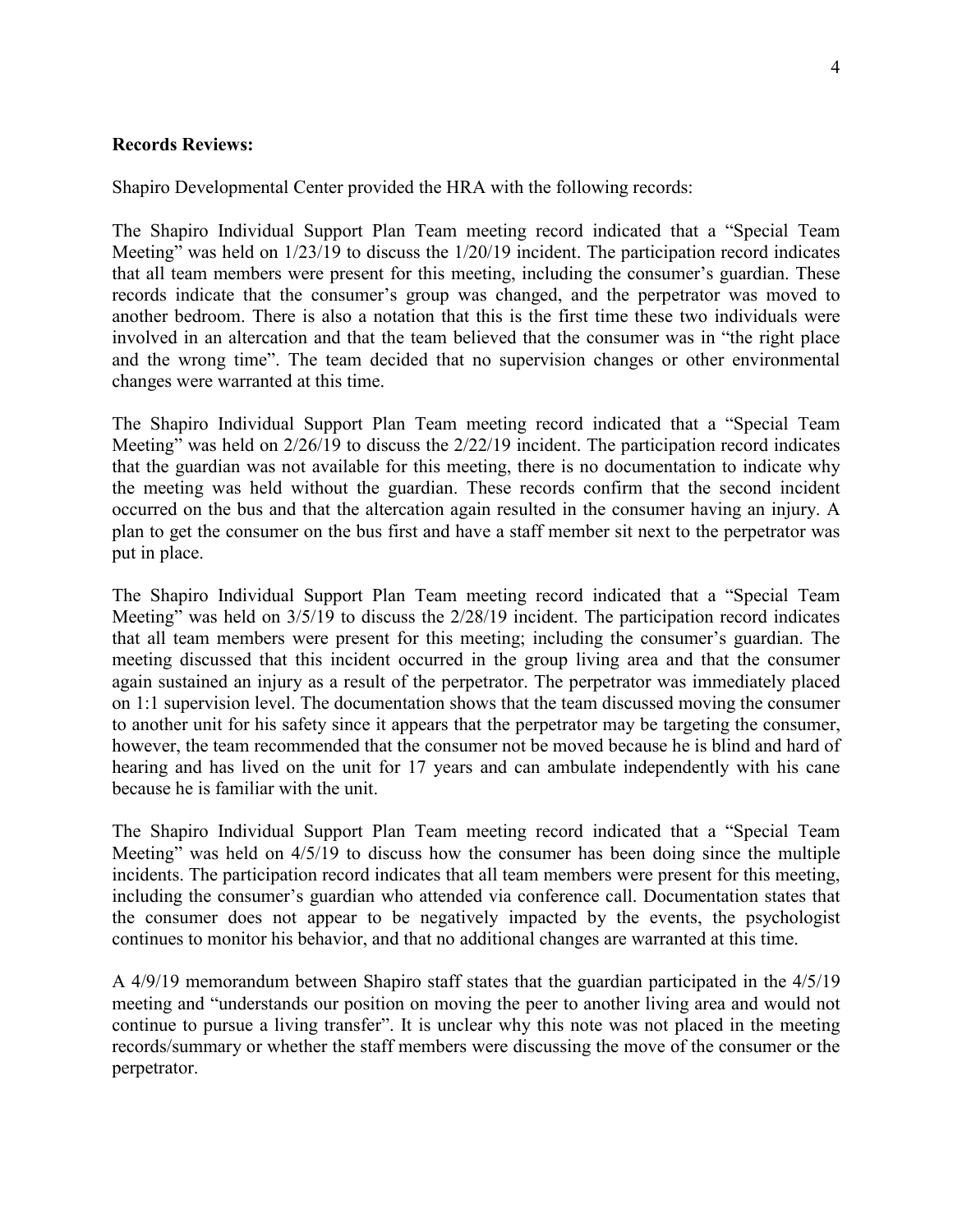**Records Reviews:**

Shapiro Developmental Center provided the HRA with the following records:

The Shapiro Individual Support Plan Team meeting record indicated that a "Special Team Meeting" was held on 1/23/19 to discuss the 1/20/19 incident. The participation record indicates that all team members were present for this meeting, including the consumer's guardian. These records indicate that the consumer's group was changed, and the perpetrator was moved to another bedroom. There is also a notation that this is the first time these two individuals were involved in an altercation and that the team believed that the consumer was in "the right place and the wrong time". The team decided that no supervision changes or other environmental changes were warranted at this time.

The Shapiro Individual Support Plan Team meeting record indicated that a "Special Team Meeting" was held on 2/26/19 to discuss the 2/22/19 incident. The participation record indicates that the guardian was not available for this meeting, there is no documentation to indicate why the meeting was held without the guardian. These records confirm that the second incident occurred on the bus and that the altercation again resulted in the consumer having an injury. A plan to get the consumer on the bus first and have a staff member sit next to the perpetrator was put in place.

The Shapiro Individual Support Plan Team meeting record indicated that a "Special Team Meeting" was held on 3/5/19 to discuss the 2/28/19 incident. The participation record indicates that all team members were present for this meeting; including the consumer's guardian. The meeting discussed that this incident occurred in the group living area and that the consumer again sustained an injury as a result of the perpetrator. The perpetrator was immediately placed on 1:1 supervision level. The documentation shows that the team discussed moving the consumer to another unit for his safety since it appears that the perpetrator may be targeting the consumer, however, the team recommended that the consumer not be moved because he is blind and hard of hearing and has lived on the unit for 17 years and can ambulate independently with his cane because he is familiar with the unit.

The Shapiro Individual Support Plan Team meeting record indicated that a "Special Team Meeting" was held on 4/5/19 to discuss how the consumer has been doing since the multiple incidents. The participation record indicates that all team members were present for this meeting, including the consumer's guardian who attended via conference call. Documentation states that the consumer does not appear to be negatively impacted by the events, the psychologist continues to monitor his behavior, and that no additional changes are warranted at this time.

A 4/9/19 memorandum between Shapiro staff states that the guardian participated in the 4/5/19 meeting and "understands our position on moving the peer to another living area and would not continue to pursue a living transfer". It is unclear why this note was not placed in the meeting records/summary or whether the staff members were discussing the move of the consumer or the perpetrator.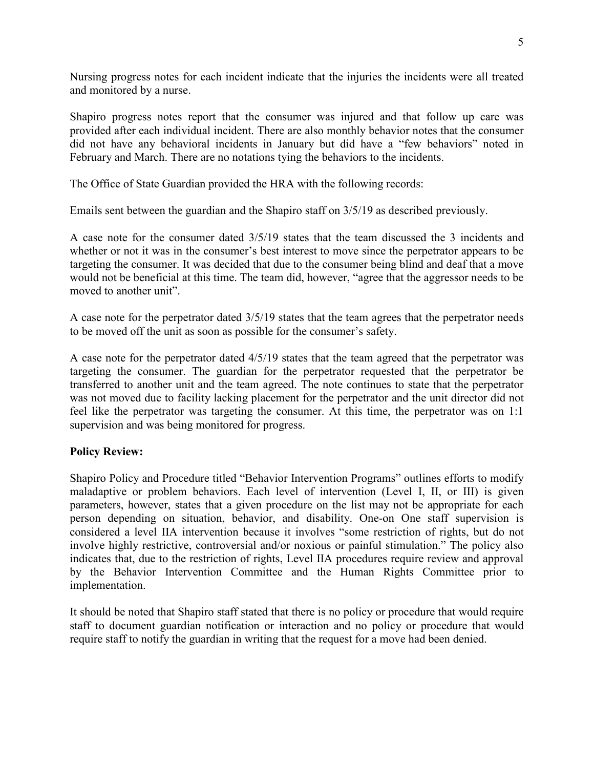Nursing progress notes for each incident indicate that the injuries the incidents were all treated and monitored by a nurse.

Shapiro progress notes report that the consumer was injured and that follow up care was provided after each individual incident. There are also monthly behavior notes that the consumer did not have any behavioral incidents in January but did have a "few behaviors" noted in February and March. There are no notations tying the behaviors to the incidents.

The Office of State Guardian provided the HRA with the following records:

Emails sent between the guardian and the Shapiro staff on 3/5/19 as described previously.

A case note for the consumer dated 3/5/19 states that the team discussed the 3 incidents and whether or not it was in the consumer's best interest to move since the perpetrator appears to be targeting the consumer. It was decided that due to the consumer being blind and deaf that a move would not be beneficial at this time. The team did, however, "agree that the aggressor needs to be moved to another unit".

A case note for the perpetrator dated 3/5/19 states that the team agrees that the perpetrator needs to be moved off the unit as soon as possible for the consumer's safety.

A case note for the perpetrator dated 4/5/19 states that the team agreed that the perpetrator was targeting the consumer. The guardian for the perpetrator requested that the perpetrator be transferred to another unit and the team agreed. The note continues to state that the perpetrator was not moved due to facility lacking placement for the perpetrator and the unit director did not feel like the perpetrator was targeting the consumer. At this time, the perpetrator was on 1:1 supervision and was being monitored for progress.

**Policy Review:**

Shapiro Policy and Procedure titled "Behavior Intervention Programs" outlines efforts to modify maladaptive or problem behaviors. Each level of intervention (Level I, II, or III) is given parameters, however, states that a given procedure on the list may not be appropriate for each person depending on situation, behavior, and disability. One-on One staff supervision is considered a level IIA intervention because it involves "some restriction of rights, but do not involve highly restrictive, controversial and/or noxious or painful stimulation." The policy also indicates that, due to the restriction of rights, Level IIA procedures require review and approval by the Behavior Intervention Committee and the Human Rights Committee prior to implementation.

It should be noted that Shapiro staff stated that there is no policy or procedure that would require staff to document guardian notification or interaction and no policy or procedure that would require staff to notify the guardian in writing that the request for a move had been denied.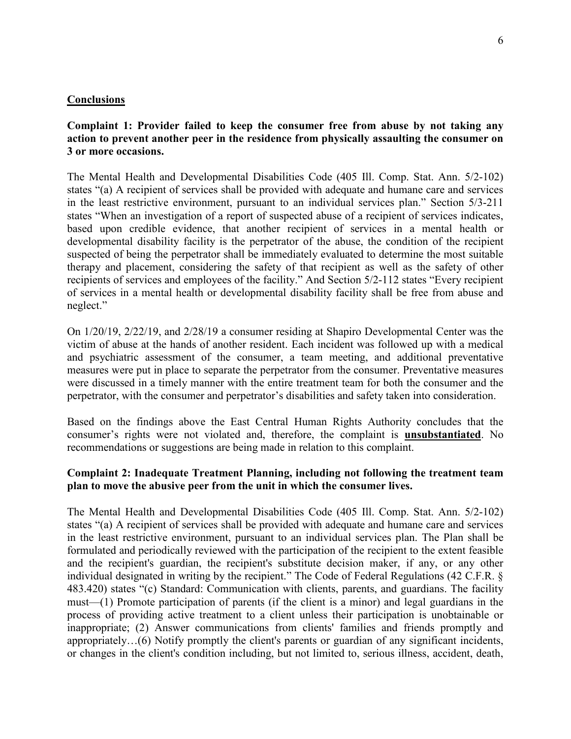**Conclusions**

**Complaint 1: Provider failed to keep the consumer free from abuse by not taking any action to prevent another peer in the residence from physically assaulting the consumer on 3 or more occasions.**

The Mental Health and Developmental Disabilities Code (405 Ill. Comp. Stat. Ann. 5/2-102) states "(a) A recipient of services shall be provided with adequate and humane care and services in the least restrictive environment, pursuant to an individual services plan." Section 5/3-211 states "When an investigation of a report of suspected abuse of a recipient of services indicates, based upon credible evidence, that another recipient of services in a mental health or developmental disability facility is the perpetrator of the abuse, the condition of the recipient suspected of being the perpetrator shall be immediately evaluated to determine the most suitable therapy and placement, considering the safety of that recipient as well as the safety of other recipients of services and employees of the facility." And Section 5/2-112 states "Every recipient of services in a mental health or developmental disability facility shall be free from abuse and neglect."

On 1/20/19, 2/22/19, and 2/28/19 a consumer residing at Shapiro Developmental Center was the victim of abuse at the hands of another resident. Each incident was followed up with a medical and psychiatric assessment of the consumer, a team meeting, and additional preventative measures were put in place to separate the perpetrator from the consumer. Preventative measures were discussed in a timely manner with the entire treatment team for both the consumer and the perpetrator, with the consumer and perpetrator's disabilities and safety taken into consideration.

Based on the findings above the East Central Human Rights Authority concludes that the consumer's rights were not violated and, therefore, the complaint is **unsubstantiated**. No recommendations or suggestions are being made in relation to this complaint.

**Complaint 2: Inadequate Treatment Planning, including not following the treatment team plan to move the abusive peer from the unit in which the consumer lives.**

The Mental Health and Developmental Disabilities Code (405 Ill. Comp. Stat. Ann. 5/2-102) states "(a) A recipient of services shall be provided with adequate and humane care and services in the least restrictive environment, pursuant to an individual services plan. The Plan shall be formulated and periodically reviewed with the participation of the recipient to the extent feasible and the recipient's guardian, the recipient's substitute decision maker, if any, or any other individual designated in writing by the recipient." The Code of Federal Regulations (42 C.F.R. § 483.420) states "(c) Standard: Communication with clients, parents, and guardians. The facility must—(1) Promote participation of parents (if the client is a minor) and legal guardians in the process of providing active treatment to a client unless their participation is unobtainable or inappropriate; (2) Answer communications from clients' families and friends promptly and appropriately…(6) Notify promptly the client's parents or guardian of any significant incidents, or changes in the client's condition including, but not limited to, serious illness, accident, death,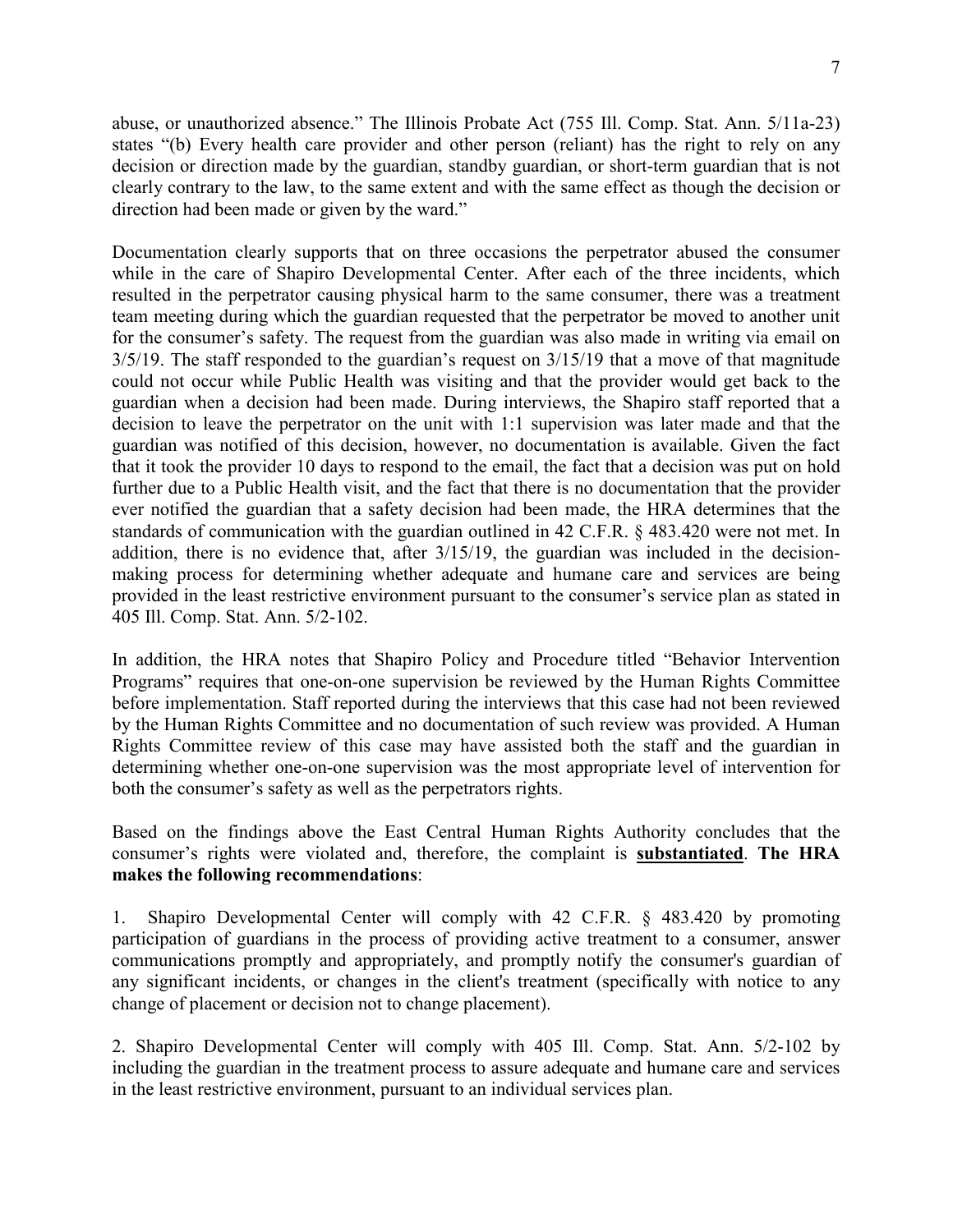abuse, or unauthorized absence." The Illinois Probate Act (755 Ill. Comp. Stat. Ann. 5/11a-23) states "(b) Every health care provider and other person (reliant) has the right to rely on any decision or direction made by the guardian, standby guardian, or short-term guardian that is not clearly contrary to the law, to the same extent and with the same effect as though the decision or direction had been made or given by the ward."

Documentation clearly supports that on three occasions the perpetrator abused the consumer while in the care of Shapiro Developmental Center. After each of the three incidents, which resulted in the perpetrator causing physical harm to the same consumer, there was a treatment team meeting during which the guardian requested that the perpetrator be moved to another unit for the consumer's safety. The request from the guardian was also made in writing via email on 3/5/19. The staff responded to the guardian's request on 3/15/19 that a move of that magnitude could not occur while Public Health was visiting and that the provider would get back to the guardian when a decision had been made. During interviews, the Shapiro staff reported that a decision to leave the perpetrator on the unit with 1:1 supervision was later made and that the guardian was notified of this decision, however, no documentation is available. Given the fact that it took the provider 10 days to respond to the email, the fact that a decision was put on hold further due to a Public Health visit, and the fact that there is no documentation that the provider ever notified the guardian that a safety decision had been made, the HRA determines that the standards of communication with the guardian outlined in 42 C.F.R. § 483.420 were not met. In addition, there is no evidence that, after 3/15/19, the guardian was included in the decision-making process for determining whether adequate and humane care and services are being provided in the least restrictive environment pursuant to the consumer's service plan as stated in 405 Ill. Comp. Stat. Ann. 5/2-102.

In addition, the HRA notes that Shapiro Policy and Procedure titled "Behavior Intervention Programs" requires that one-on-one supervision be reviewed by the Human Rights Committee before implementation. Staff reported during the interviews that this case had not been reviewed by the Human Rights Committee and no documentation of such review was provided. A Human Rights Committee review of this case may have assisted both the staff and the guardian in determining whether one-on-one supervision was the most appropriate level of intervention for both the consumer's safety as well as the perpetrators rights.

Based on the findings above the East Central Human Rights Authority concludes that the consumer's rights were violated and, therefore, the complaint is **substantiated**. **The HRA makes the following recommendations**:

1. Shapiro Developmental Center will comply with 42 C.F.R. § 483.420 by promoting participation of guardians in the process of providing active treatment to a consumer, answer communications promptly and appropriately, and promptly notify the consumer's guardian of any significant incidents, or changes in the client's treatment (specifically with notice to any change of placement or decision not to change placement).

2. Shapiro Developmental Center will comply with 405 Ill. Comp. Stat. Ann. 5/2-102 by including the guardian in the treatment process to assure adequate and humane care and services in the least restrictive environment, pursuant to an individual services plan.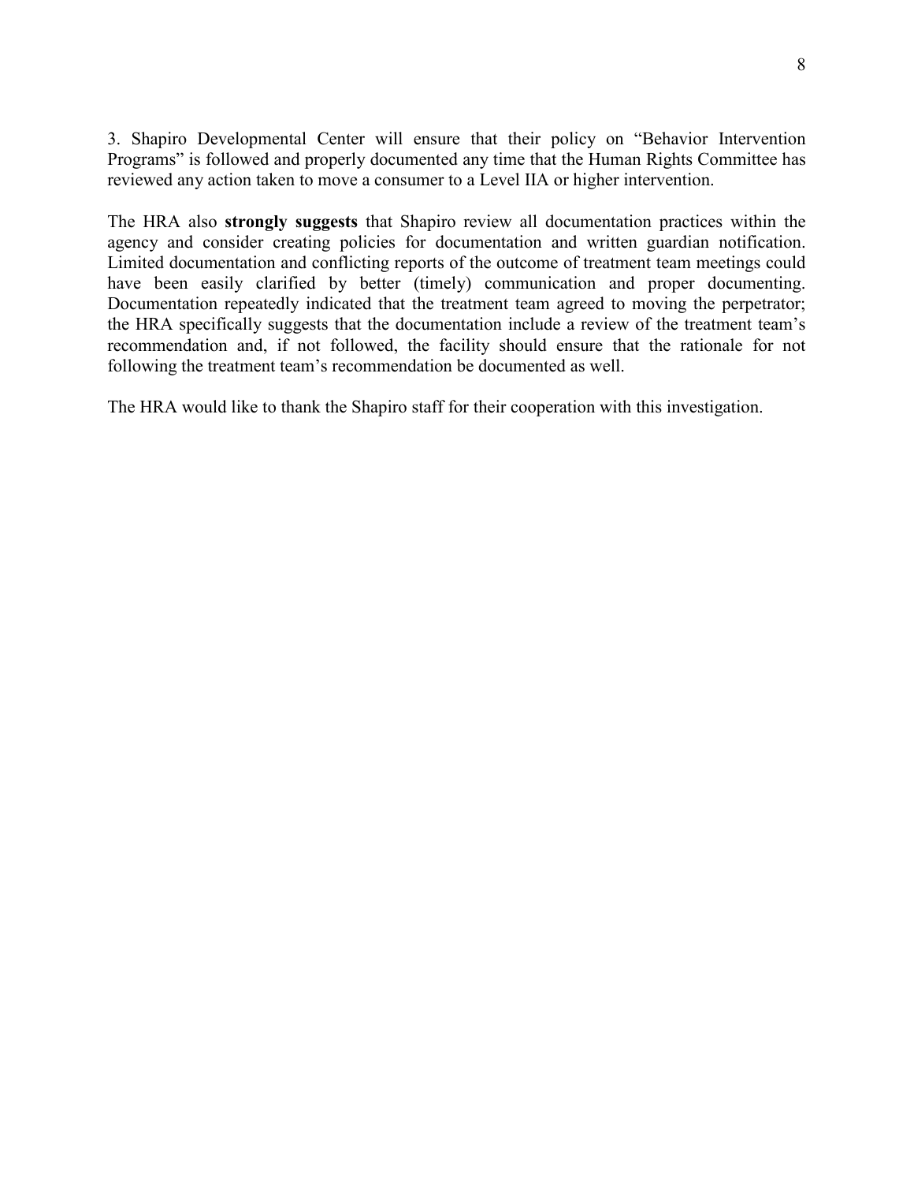3. Shapiro Developmental Center will ensure that their policy on "Behavior Intervention Programs" is followed and properly documented any time that the Human Rights Committee has reviewed any action taken to move a consumer to a Level IIA or higher intervention.

The HRA also **strongly suggests** that Shapiro review all documentation practices within the agency and consider creating policies for documentation and written guardian notification. Limited documentation and conflicting reports of the outcome of treatment team meetings could have been easily clarified by better (timely) communication and proper documenting. Documentation repeatedly indicated that the treatment team agreed to moving the perpetrator; the HRA specifically suggests that the documentation include a review of the treatment team's recommendation and, if not followed, the facility should ensure that the rationale for not following the treatment team's recommendation be documented as well.

The HRA would like to thank the Shapiro staff for their cooperation with this investigation.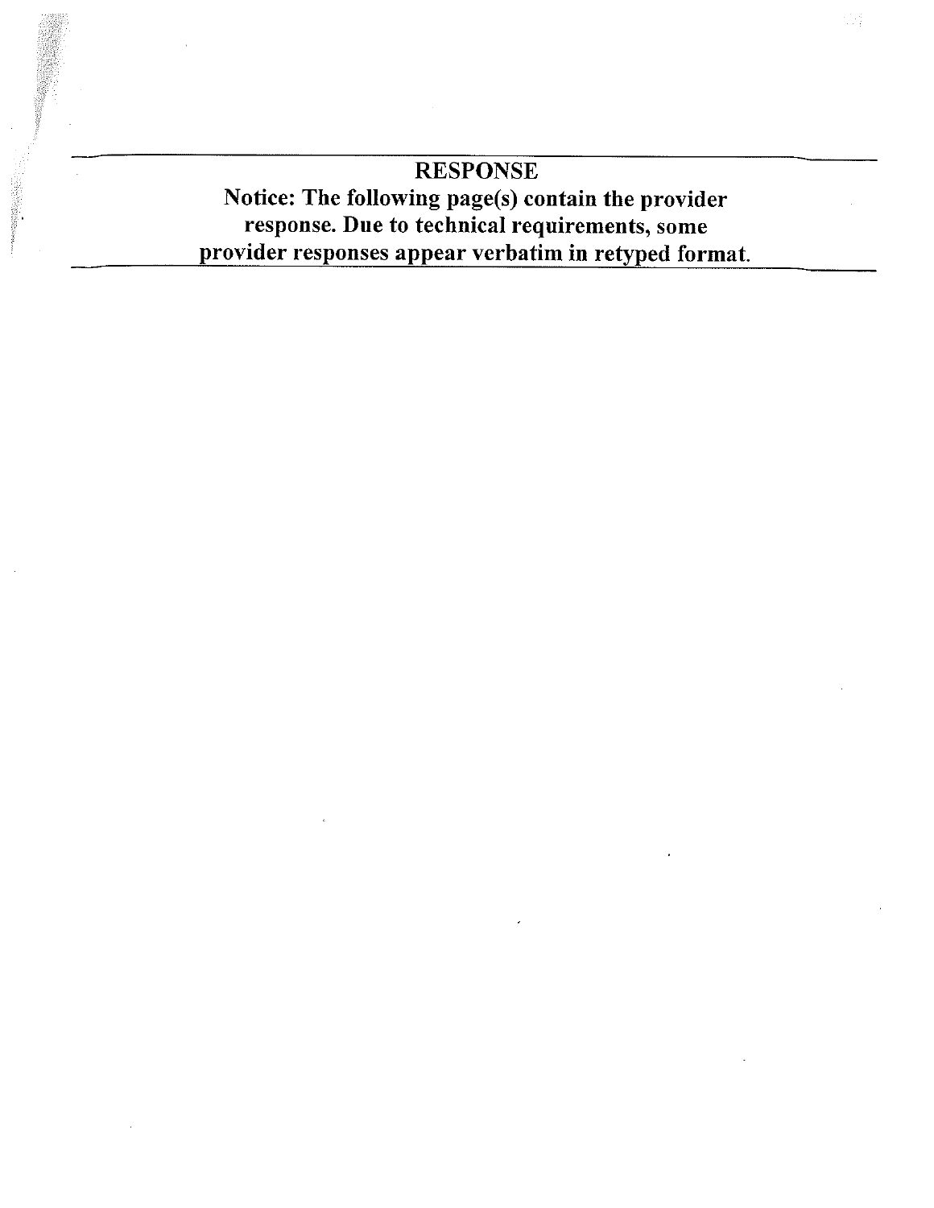# RESPONSE

**Notice: The following page(s) contain the provider response. Due to technical requirements, some provider responses appear verbatim in retyped format.**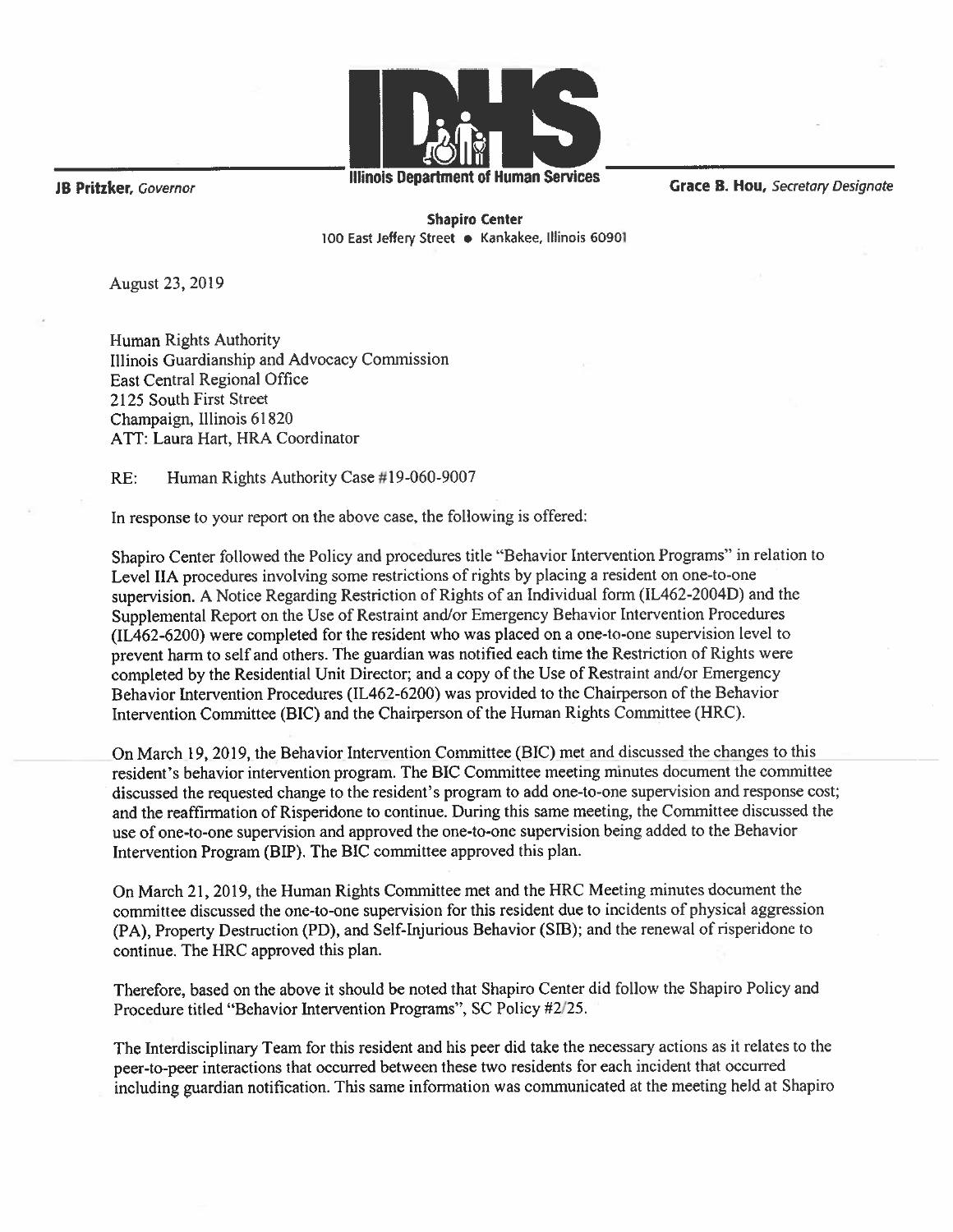**IDHS**

**Illinois Department of Human Services**

**JB Pritzker**, *Governor*

**Grace B. Hou**, *Secretary Designate*

**Shapiro Center**
100 East Jeffery Street • Kankakee, Illinois 60901

August 23, 2019

Human Rights Authority
Illinois Guardianship and Advocacy Commission
East Central Regional Office
2125 South First Street
Champaign, Illinois 61820
ATT: Laura Hart, HRA Coordinator

RE: Human Rights Authority Case #19-060-9007

In response to your report on the above case, the following is offered:

Shapiro Center followed the Policy and procedures title "Behavior Intervention Programs" in relation to Level IIA procedures involving some restrictions of rights by placing a resident on one-to-one supervision. A Notice Regarding Restriction of Rights of an Individual form (IL462-2004D) and the Supplemental Report on the Use of Restraint and/or Emergency Behavior Intervention Procedures (IL462-6200) were completed for the resident who was placed on a one-to-one supervision level to prevent harm to self and others. The guardian was notified each time the Restriction of Rights were completed by the Residential Unit Director; and a copy of the Use of Restraint and/or Emergency Behavior Intervention Procedures (IL462-6200) was provided to the Chairperson of the Behavior Intervention Committee (BIC) and the Chairperson of the Human Rights Committee (HRC).

On March 19, 2019, the Behavior Intervention Committee (BIC) met and discussed the changes to this resident's behavior intervention program. The BIC Committee meeting minutes document the committee discussed the requested change to the resident's program to add one-to-one supervision and response cost; and the reaffirmation of Risperidone to continue. During this same meeting, the Committee discussed the use of one-to-one supervision and approved the one-to-one supervision being added to the Behavior Intervention Program (BIP). The BIC committee approved this plan.

On March 21, 2019, the Human Rights Committee met and the HRC Meeting minutes document the committee discussed the one-to-one supervision for this resident due to incidents of physical aggression (PA), Property Destruction (PD), and Self-Injurious Behavior (SIB); and the renewal of risperidone to continue. The HRC approved this plan.

Therefore, based on the above it should be noted that Shapiro Center did follow the Shapiro Policy and Procedure titled "Behavior Intervention Programs", SC Policy #2/25.

The Interdisciplinary Team for this resident and his peer did take the necessary actions as it relates to the peer-to-peer interactions that occurred between these two residents for each incident that occurred including guardian notification. This same information was communicated at the meeting held at Shapiro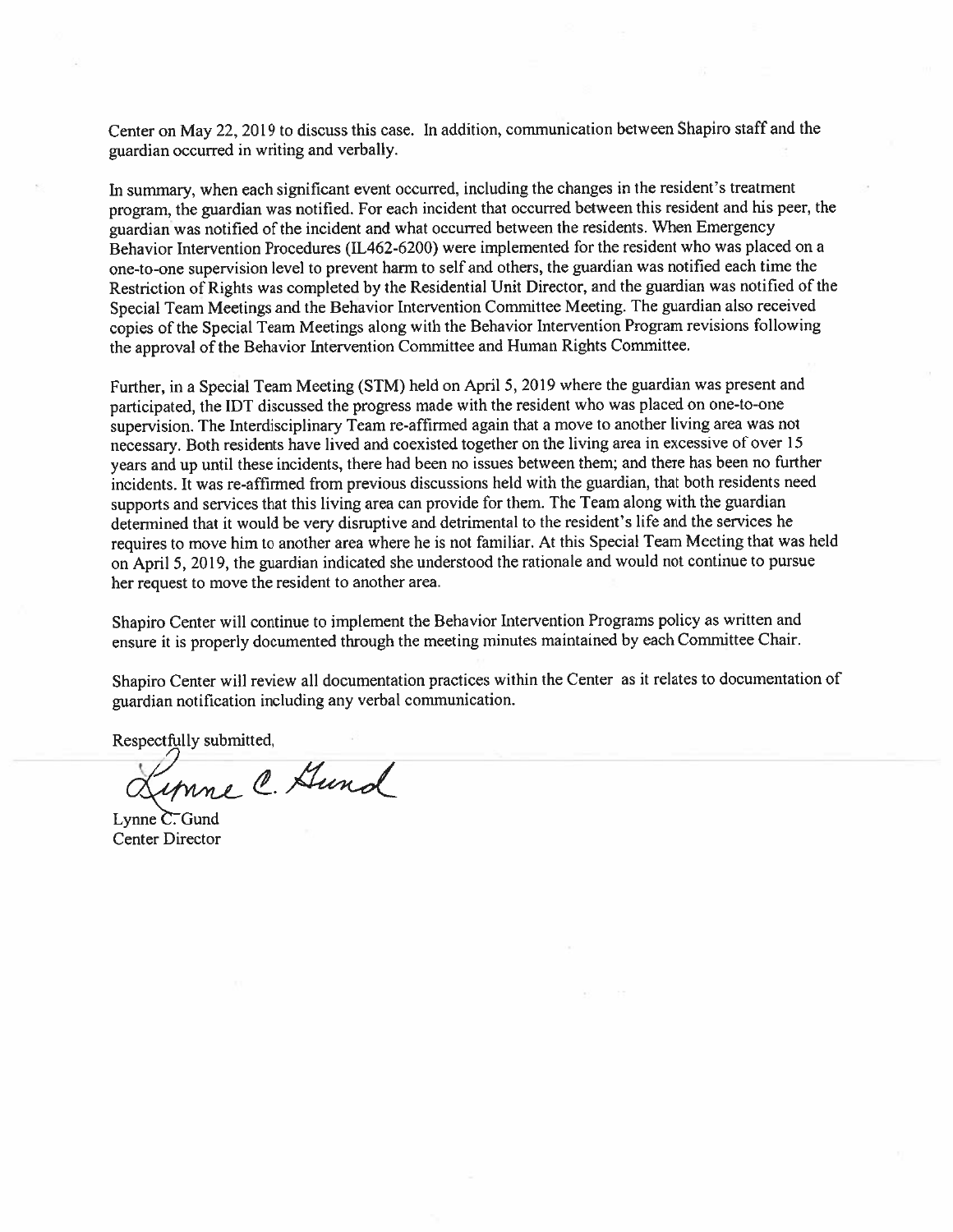Center on May 22, 2019 to discuss this case. In addition, communication between Shapiro staff and the guardian occurred in writing and verbally.

In summary, when each significant event occurred, including the changes in the resident's treatment program, the guardian was notified. For each incident that occurred between this resident and his peer, the guardian was notified of the incident and what occurred between the residents. When Emergency Behavior Intervention Procedures (IL462-6200) were implemented for the resident who was placed on a one-to-one supervision level to prevent harm to self and others, the guardian was notified each time the Restriction of Rights was completed by the Residential Unit Director, and the guardian was notified of the Special Team Meetings and the Behavior Intervention Committee Meeting. The guardian also received copies of the Special Team Meetings along with the Behavior Intervention Program revisions following the approval of the Behavior Intervention Committee and Human Rights Committee.

Further, in a Special Team Meeting (STM) held on April 5, 2019 where the guardian was present and participated, the IDT discussed the progress made with the resident who was placed on one-to-one supervision. The Interdisciplinary Team re-affirmed again that a move to another living area was not necessary. Both residents have lived and coexisted together on the living area in excessive of over 15 years and up until these incidents, there had been no issues between them; and there has been no further incidents. It was re-affirmed from previous discussions held with the guardian, that both residents need supports and services that this living area can provide for them. The Team along with the guardian determined that it would be very disruptive and detrimental to the resident's life and the services he requires to move him to another area where he is not familiar. At this Special Team Meeting that was held on April 5, 2019, the guardian indicated she understood the rationale and would not continue to pursue her request to move the resident to another area.

Shapiro Center will continue to implement the Behavior Intervention Programs policy as written and ensure it is properly documented through the meeting minutes maintained by each Committee Chair.

Shapiro Center will review all documentation practices within the Center as it relates to documentation of guardian notification including any verbal communication.

Respectfully submitted,

Lynne C. Gund

Lynne C. Gund
Center Director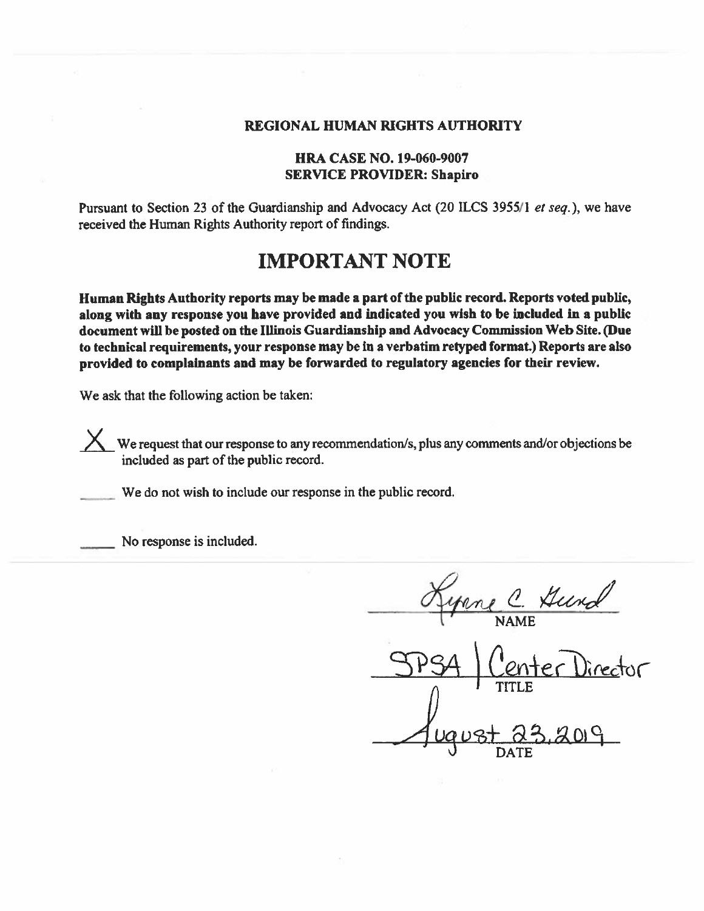**REGIONAL HUMAN RIGHTS AUTHORITY**

**HRA CASE NO. 19-060-9007**
**SERVICE PROVIDER: Shapiro**

Pursuant to Section 23 of the Guardianship and Advocacy Act (20 ILCS 3955/1 *et seq.*), we have received the Human Rights Authority report of findings.

# IMPORTANT NOTE

**Human Rights Authority reports may be made a part of the public record. Reports voted public, along with any response you have provided and indicated you wish to be included in a public document will be posted on the Illinois Guardianship and Advocacy Commission Web Site. (Due to technical requirements, your response may be in a verbatim retyped format.) Reports are also provided to complainants and may be forwarded to regulatory agencies for their review.**

We ask that the following action be taken:

X We request that our response to any recommendation/s, plus any comments and/or objections be included as part of the public record.

\_\_\_\_\_ We do not wish to include our response in the public record.

\_\_\_\_\_ No response is included.

Lynne C. Hund
NAME

SPSA | Center Director
TITLE

August 23, 2019
DATE